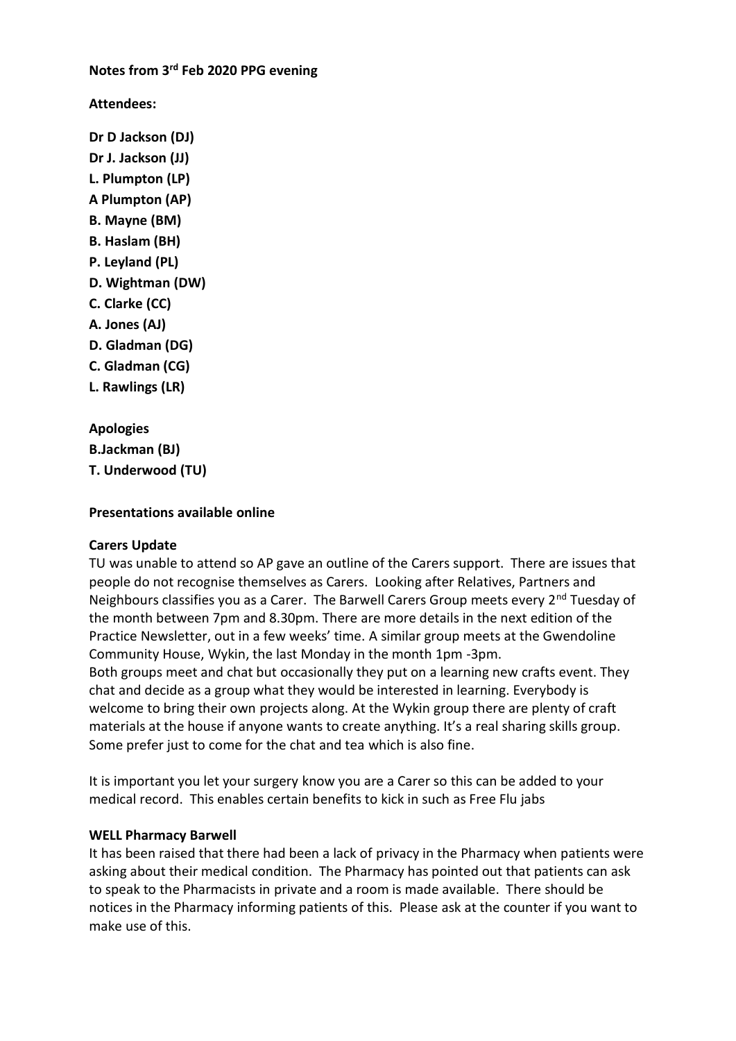**Notes from 3rd Feb 2020 PPG evening**

**Attendees:**

**Dr D Jackson (DJ)**
**Dr J. Jackson (JJ)**
**L. Plumpton (LP)**
**A Plumpton (AP)**
**B. Mayne (BM)**
**B. Haslam (BH)**
**P. Leyland (PL)**
**D. Wightman (DW)**
**C. Clarke (CC)**
**A. Jones (AJ)**
**D. Gladman (DG)**
**C. Gladman (CG)**
**L. Rawlings (LR)**

**Apologies**
**B.Jackman (BJ)**
**T. Underwood (TU)**

**Presentations available online**

**Carers Update**

TU was unable to attend so AP gave an outline of the Carers support. There are issues that people do not recognise themselves as Carers. Looking after Relatives, Partners and Neighbours classifies you as a Carer. The Barwell Carers Group meets every 2nd Tuesday of the month between 7pm and 8.30pm. There are more details in the next edition of the Practice Newsletter, out in a few weeks' time. A similar group meets at the Gwendoline Community House, Wykin, the last Monday in the month 1pm -3pm.
Both groups meet and chat but occasionally they put on a learning new crafts event. They chat and decide as a group what they would be interested in learning. Everybody is welcome to bring their own projects along. At the Wykin group there are plenty of craft materials at the house if anyone wants to create anything. It's a real sharing skills group. Some prefer just to come for the chat and tea which is also fine.

It is important you let your surgery know you are a Carer so this can be added to your medical record. This enables certain benefits to kick in such as Free Flu jabs

**WELL Pharmacy Barwell**

It has been raised that there had been a lack of privacy in the Pharmacy when patients were asking about their medical condition. The Pharmacy has pointed out that patients can ask to speak to the Pharmacists in private and a room is made available. There should be notices in the Pharmacy informing patients of this. Please ask at the counter if you want to make use of this.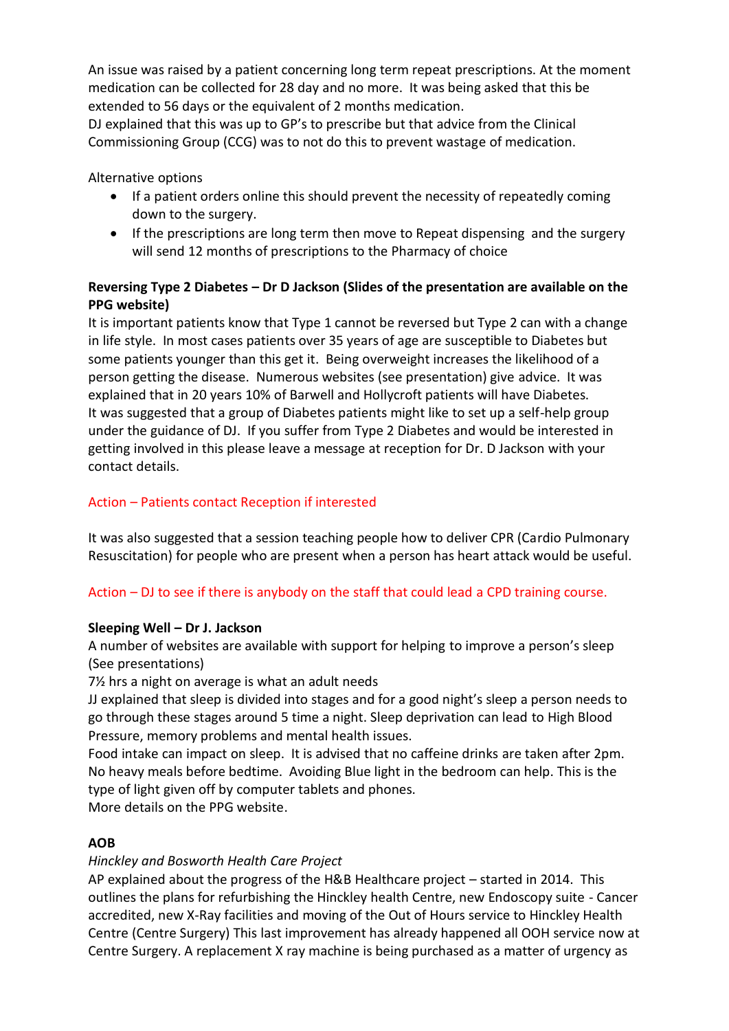An issue was raised by a patient concerning long term repeat prescriptions. At the moment medication can be collected for 28 day and no more. It was being asked that this be extended to 56 days or the equivalent of 2 months medication.
DJ explained that this was up to GP's to prescribe but that advice from the Clinical Commissioning Group (CCG) was to not do this to prevent wastage of medication.

Alternative options

- If a patient orders online this should prevent the necessity of repeatedly coming down to the surgery.
- If the prescriptions are long term then move to Repeat dispensing and the surgery will send 12 months of prescriptions to the Pharmacy of choice

**Reversing Type 2 Diabetes – Dr D Jackson (Slides of the presentation are available on the PPG website)**

It is important patients know that Type 1 cannot be reversed but Type 2 can with a change in life style. In most cases patients over 35 years of age are susceptible to Diabetes but some patients younger than this get it. Being overweight increases the likelihood of a person getting the disease. Numerous websites (see presentation) give advice. It was explained that in 20 years 10% of Barwell and Hollycroft patients will have Diabetes.
It was suggested that a group of Diabetes patients might like to set up a self-help group under the guidance of DJ. If you suffer from Type 2 Diabetes and would be interested in getting involved in this please leave a message at reception for Dr. D Jackson with your contact details.

Action – Patients contact Reception if interested

It was also suggested that a session teaching people how to deliver CPR (Cardio Pulmonary Resuscitation) for people who are present when a person has heart attack would be useful.

Action – DJ to see if there is anybody on the staff that could lead a CPD training course.

**Sleeping Well – Dr J. Jackson**

A number of websites are available with support for helping to improve a person's sleep (See presentations)
7½ hrs a night on average is what an adult needs
JJ explained that sleep is divided into stages and for a good night's sleep a person needs to go through these stages around 5 time a night. Sleep deprivation can lead to High Blood Pressure, memory problems and mental health issues.
Food intake can impact on sleep. It is advised that no caffeine drinks are taken after 2pm. No heavy meals before bedtime. Avoiding Blue light in the bedroom can help. This is the type of light given off by computer tablets and phones.
More details on the PPG website.

**AOB**

*Hinckley and Bosworth Health Care Project*

AP explained about the progress of the H&B Healthcare project – started in 2014. This outlines the plans for refurbishing the Hinckley health Centre, new Endoscopy suite - Cancer accredited, new X-Ray facilities and moving of the Out of Hours service to Hinckley Health Centre (Centre Surgery) This last improvement has already happened all OOH service now at Centre Surgery. A replacement X ray machine is being purchased as a matter of urgency as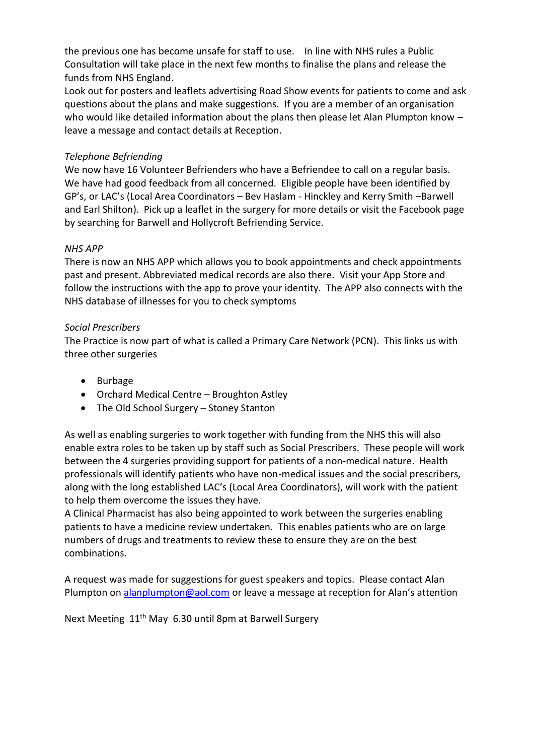the previous one has become unsafe for staff to use. In line with NHS rules a Public Consultation will take place in the next few months to finalise the plans and release the funds from NHS England.

Look out for posters and leaflets advertising Road Show events for patients to come and ask questions about the plans and make suggestions. If you are a member of an organisation who would like detailed information about the plans then please let Alan Plumpton know – leave a message and contact details at Reception.

*Telephone Befriending*

We now have 16 Volunteer Befrienders who have a Befriendee to call on a regular basis. We have had good feedback from all concerned. Eligible people have been identified by GP's, or LAC's (Local Area Coordinators – Bev Haslam - Hinckley and Kerry Smith –Barwell and Earl Shilton). Pick up a leaflet in the surgery for more details or visit the Facebook page by searching for Barwell and Hollycroft Befriending Service.

*NHS APP*

There is now an NHS APP which allows you to book appointments and check appointments past and present. Abbreviated medical records are also there. Visit your App Store and follow the instructions with the app to prove your identity. The APP also connects with the NHS database of illnesses for you to check symptoms

*Social Prescribers*

The Practice is now part of what is called a Primary Care Network (PCN). This links us with three other surgeries

- Burbage
- Orchard Medical Centre – Broughton Astley
- The Old School Surgery – Stoney Stanton

As well as enabling surgeries to work together with funding from the NHS this will also enable extra roles to be taken up by staff such as Social Prescribers. These people will work between the 4 surgeries providing support for patients of a non-medical nature. Health professionals will identify patients who have non-medical issues and the social prescribers, along with the long established LAC's (Local Area Coordinators), will work with the patient to help them overcome the issues they have.

A Clinical Pharmacist has also being appointed to work between the surgeries enabling patients to have a medicine review undertaken. This enables patients who are on large numbers of drugs and treatments to review these to ensure they are on the best combinations.

A request was made for suggestions for guest speakers and topics. Please contact Alan Plumpton on alanplumpton@aol.com or leave a message at reception for Alan's attention

Next Meeting 11th May 6.30 until 8pm at Barwell Surgery